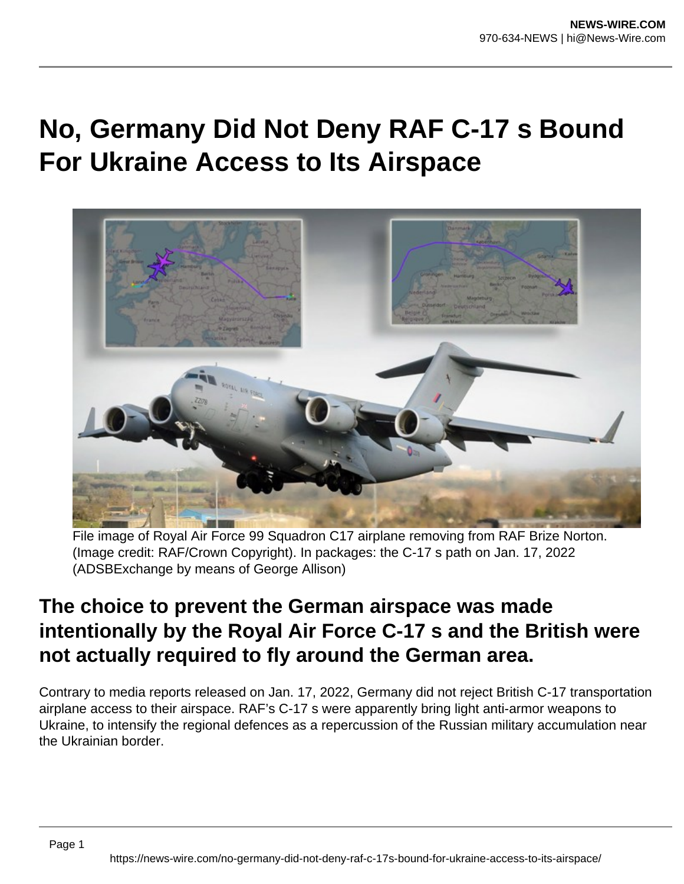# No, Germany Did Not Deny RAF C-17 s Bound For Ukraine Access to Its Airspace

File image of Royal Air Force 99 Squadron C17 airplane removing from RAF Brize Norton. (Image credit: RAF/Crown Copyright). In packages: the C-17 s path on Jan. 17, 2022 (ADSBExchange by means of George Allison)

## The choice to prevent the German airspace was made intentionally by the Royal Air Force C-17 s and the British were not actually required to fly around the German area.

Contrary to media reports released on Jan. 17, 2022, Germany did not reject British C-17 transportation airplane access to their airspace. RAF's C-17 s were apparently bring light anti-armor weapons to Ukraine, to intensify the regional defences as a repercussion of the Russian military accumulation near the Ukrainian border.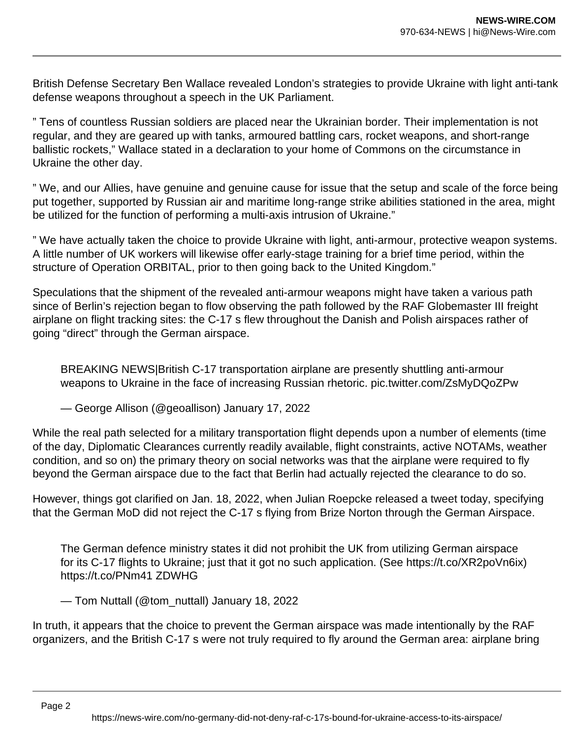British Defense Secretary Ben Wallace revealed London's strategies to provide Ukraine with light anti-tank defense weapons throughout a speech in the UK Parliament.

" Tens of countless Russian soldiers are placed near the Ukrainian border. Their implementation is not regular, and they are geared up with tanks, armoured battling cars, rocket weapons, and short-range ballistic rockets," Wallace stated in a declaration to your home of Commons on the circumstance in Ukraine the other day.

" We, and our Allies, have genuine and genuine cause for issue that the setup and scale of the force being put together, supported by Russian air and maritime long-range strike abilities stationed in the area, might be utilized for the function of performing a multi-axis intrusion of Ukraine."

" We have actually taken the choice to provide Ukraine with light, anti-armour, protective weapon systems. A little number of UK workers will likewise offer early-stage training for a brief time period, within the structure of Operation ORBITAL, prior to then going back to the United Kingdom."

Speculations that the shipment of the revealed anti-armour weapons might have taken a various path since of Berlin's rejection began to flow observing the path followed by the RAF Globemaster III freight airplane on flight tracking sites: the C-17 s flew throughout the Danish and Polish airspaces rather of going "direct" through the German airspace.

> BREAKING NEWS|British C-17 transportation airplane are presently shuttling anti-armour weapons to Ukraine in the face of increasing Russian rhetoric. pic.twitter.com/ZsMyDQoZPw
>
> — George Allison (@geoallison) January 17, 2022

While the real path selected for a military transportation flight depends upon a number of elements (time of the day, Diplomatic Clearances currently readily available, flight constraints, active NOTAMs, weather condition, and so on) the primary theory on social networks was that the airplane were required to fly beyond the German airspace due to the fact that Berlin had actually rejected the clearance to do so.

However, things got clarified on Jan. 18, 2022, when Julian Roepcke released a tweet today, specifying that the German MoD did not reject the C-17 s flying from Brize Norton through the German Airspace.

> The German defence ministry states it did not prohibit the UK from utilizing German airspace for its C-17 flights to Ukraine; just that it got no such application. (See https://t.co/XR2poVn6ix) https://t.co/PNm41 ZDWHG
>
> — Tom Nuttall (@tom_nuttall) January 18, 2022

In truth, it appears that the choice to prevent the German airspace was made intentionally by the RAF organizers, and the British C-17 s were not truly required to fly around the German area: airplane bring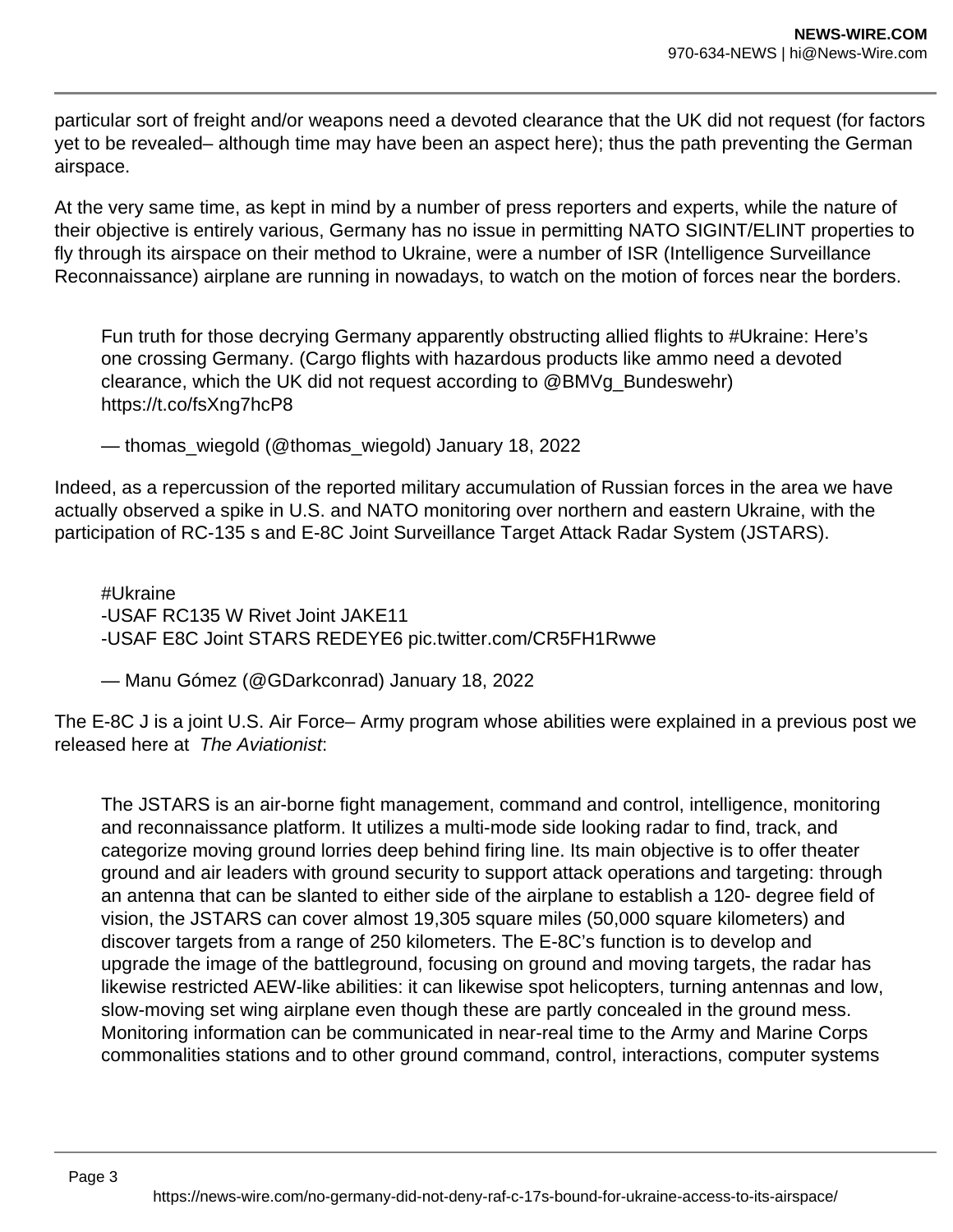particular sort of freight and/or weapons need a devoted clearance that the UK did not request (for factors yet to be revealed– although time may have been an aspect here); thus the path preventing the German airspace.

At the very same time, as kept in mind by a number of press reporters and experts, while the nature of their objective is entirely various, Germany has no issue in permitting NATO SIGINT/ELINT properties to fly through its airspace on their method to Ukraine, were a number of ISR (Intelligence Surveillance Reconnaissance) airplane are running in nowadays, to watch on the motion of forces near the borders.

> Fun truth for those decrying Germany apparently obstructing allied flights to #Ukraine: Here's one crossing Germany. (Cargo flights with hazardous products like ammo need a devoted clearance, which the UK did not request according to @BMVg_Bundeswehr) https://t.co/fsXng7hcP8
>
> — thomas_wiegold (@thomas_wiegold) January 18, 2022

Indeed, as a repercussion of the reported military accumulation of Russian forces in the area we have actually observed a spike in U.S. and NATO monitoring over northern and eastern Ukraine, with the participation of RC-135 s and E-8C Joint Surveillance Target Attack Radar System (JSTARS).

> #Ukraine
> -USAF RC135 W Rivet Joint JAKE11
> -USAF E8C Joint STARS REDEYE6 pic.twitter.com/CR5FH1Rwwe
>
> — Manu Gómez (@GDarkconrad) January 18, 2022

The E-8C J is a joint U.S. Air Force– Army program whose abilities were explained in a previous post we released here at *The Aviationist*:

> The JSTARS is an air-borne fight management, command and control, intelligence, monitoring and reconnaissance platform. It utilizes a multi-mode side looking radar to find, track, and categorize moving ground lorries deep behind firing line. Its main objective is to offer theater ground and air leaders with ground security to support attack operations and targeting: through an antenna that can be slanted to either side of the airplane to establish a 120- degree field of vision, the JSTARS can cover almost 19,305 square miles (50,000 square kilometers) and discover targets from a range of 250 kilometers. The E-8C's function is to develop and upgrade the image of the battleground, focusing on ground and moving targets, the radar has likewise restricted AEW-like abilities: it can likewise spot helicopters, turning antennas and low, slow-moving set wing airplane even though these are partly concealed in the ground mess. Monitoring information can be communicated in near-real time to the Army and Marine Corps commonalities stations and to other ground command, control, interactions, computer systems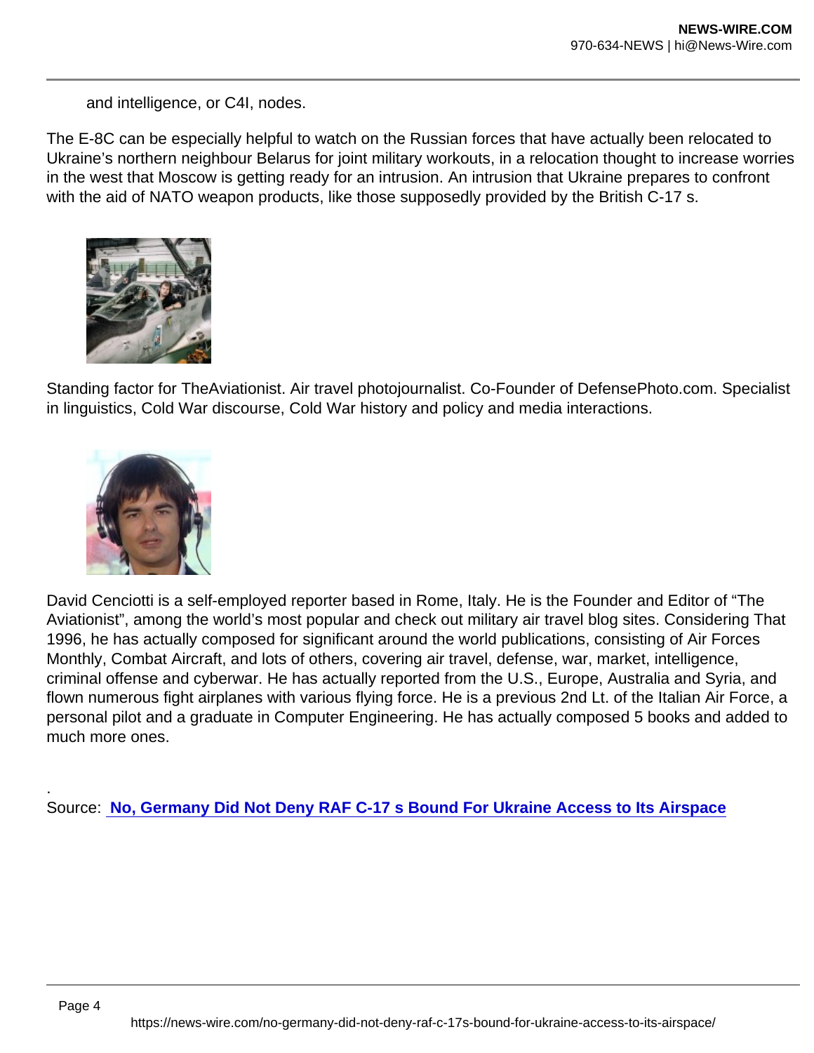and intelligence, or C4I, nodes.

The E-8C can be especially helpful to watch on the Russian forces that have actually been relocated to Ukraine's northern neighbour Belarus for joint military workouts, in a relocation thought to increase worries in the west that Moscow is getting ready for an intrusion. An intrusion that Ukraine prepares to confront with the aid of NATO weapon products, like those supposedly provided by the British C-17 s.

Standing factor for TheAviationist. Air travel photojournalist. Co-Founder of DefensePhoto.com. Specialist in linguistics, Cold War discourse, Cold War history and policy and media interactions.

David Cenciotti is a self-employed reporter based in Rome, Italy. He is the Founder and Editor of "The Aviationist", among the world's most popular and check out military air travel blog sites. Considering That 1996, he has actually composed for significant around the world publications, consisting of Air Forces Monthly, Combat Aircraft, and lots of others, covering air travel, defense, war, market, intelligence, criminal offense and cyberwar. He has actually reported from the U.S., Europe, Australia and Syria, and flown numerous fight airplanes with various flying force. He is a previous 2nd Lt. of the Italian Air Force, a personal pilot and a graduate in Computer Engineering. He has actually composed 5 books and added to much more ones.

.

Source: **No, Germany Did Not Deny RAF C-17 s Bound For Ukraine Access to Its Airspace**